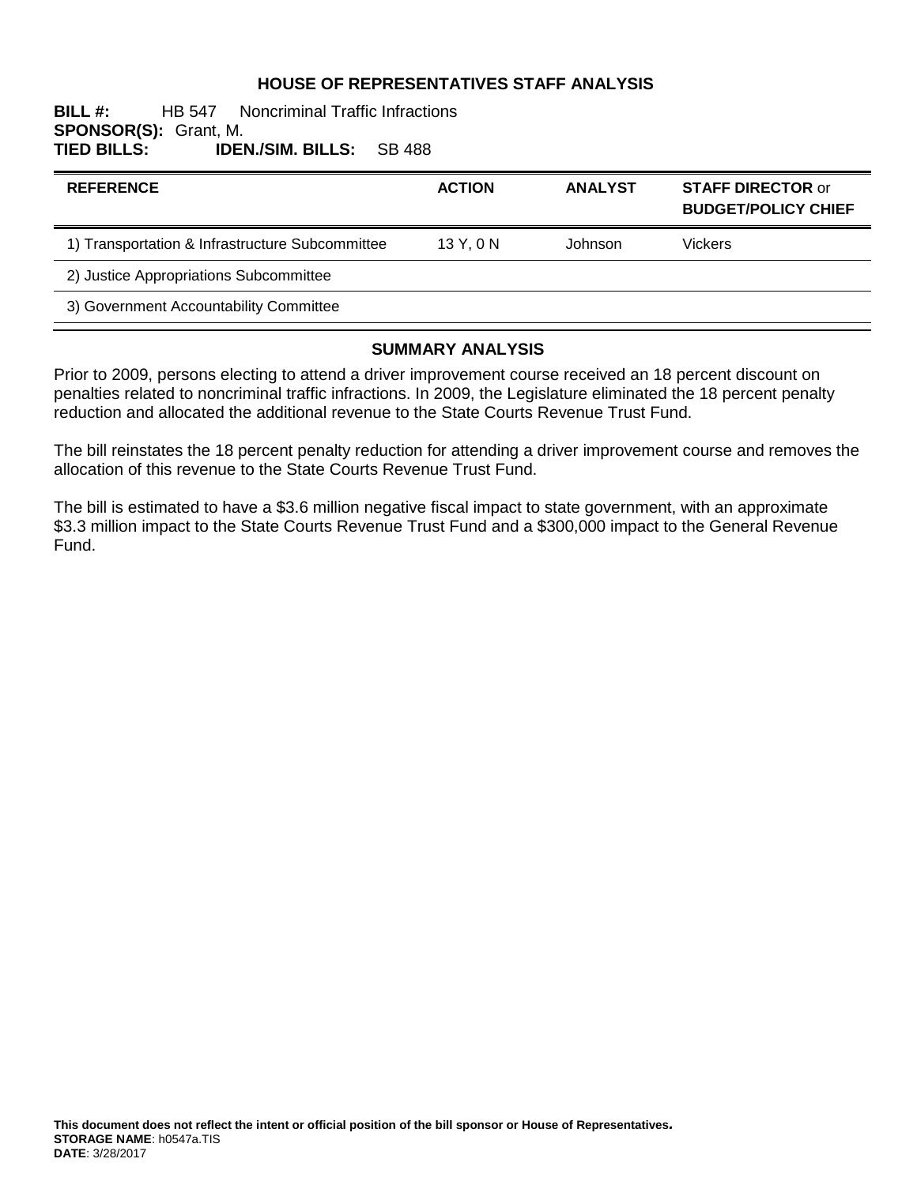# HOUSE OF REPRESENTATIVES STAFF ANALYSIS

**BILL #:** HB 547 Noncriminal Traffic Infractions
**SPONSOR(S):** Grant, M.
**TIED BILLS:** **IDEN./SIM. BILLS:** SB 488

| REFERENCE | ACTION | ANALYST | STAFF DIRECTOR or BUDGET/POLICY CHIEF |
|---|---|---|---|
| 1) Transportation & Infrastructure Subcommittee | 13 Y, 0 N | Johnson | Vickers |
| 2) Justice Appropriations Subcommittee | | | |
| 3) Government Accountability Committee | | | |

## SUMMARY ANALYSIS

Prior to 2009, persons electing to attend a driver improvement course received an 18 percent discount on penalties related to noncriminal traffic infractions. In 2009, the Legislature eliminated the 18 percent penalty reduction and allocated the additional revenue to the State Courts Revenue Trust Fund.

The bill reinstates the 18 percent penalty reduction for attending a driver improvement course and removes the allocation of this revenue to the State Courts Revenue Trust Fund.

The bill is estimated to have a $3.6 million negative fiscal impact to state government, with an approximate $3.3 million impact to the State Courts Revenue Trust Fund and a $300,000 impact to the General Revenue Fund.

**This document does not reflect the intent or official position of the bill sponsor or House of Representatives.**
**STORAGE NAME**: h0547a.TIS
**DATE**: 3/28/2017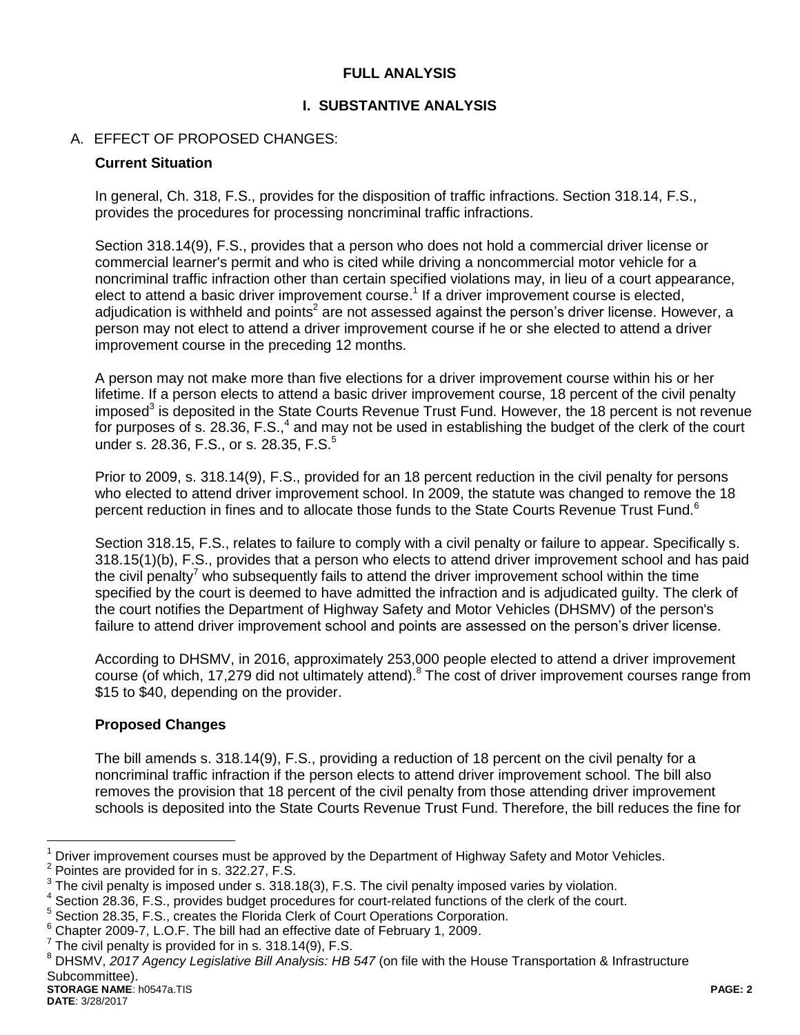# FULL ANALYSIS

## I. SUBSTANTIVE ANALYSIS

### A. EFFECT OF PROPOSED CHANGES:

**Current Situation**

In general, Ch. 318, F.S., provides for the disposition of traffic infractions. Section 318.14, F.S., provides the procedures for processing noncriminal traffic infractions.

Section 318.14(9), F.S., provides that a person who does not hold a commercial driver license or commercial learner's permit and who is cited while driving a noncommercial motor vehicle for a noncriminal traffic infraction other than certain specified violations may, in lieu of a court appearance, elect to attend a basic driver improvement course.[1] If a driver improvement course is elected, adjudication is withheld and points[2] are not assessed against the person's driver license. However, a person may not elect to attend a driver improvement course if he or she elected to attend a driver improvement course in the preceding 12 months.

A person may not make more than five elections for a driver improvement course within his or her lifetime. If a person elects to attend a basic driver improvement course, 18 percent of the civil penalty imposed[3] is deposited in the State Courts Revenue Trust Fund. However, the 18 percent is not revenue for purposes of s. 28.36, F.S.,[4] and may not be used in establishing the budget of the clerk of the court under s. 28.36, F.S., or s. 28.35, F.S.[5]

Prior to 2009, s. 318.14(9), F.S., provided for an 18 percent reduction in the civil penalty for persons who elected to attend driver improvement school. In 2009, the statute was changed to remove the 18 percent reduction in fines and to allocate those funds to the State Courts Revenue Trust Fund.[6]

Section 318.15, F.S., relates to failure to comply with a civil penalty or failure to appear. Specifically s. 318.15(1)(b), F.S., provides that a person who elects to attend driver improvement school and has paid the civil penalty[7] who subsequently fails to attend the driver improvement school within the time specified by the court is deemed to have admitted the infraction and is adjudicated guilty. The clerk of the court notifies the Department of Highway Safety and Motor Vehicles (DHSMV) of the person's failure to attend driver improvement school and points are assessed on the person's driver license.

According to DHSMV, in 2016, approximately 253,000 people elected to attend a driver improvement course (of which, 17,279 did not ultimately attend).[8] The cost of driver improvement courses range from $15 to $40, depending on the provider.

**Proposed Changes**

The bill amends s. 318.14(9), F.S., providing a reduction of 18 percent on the civil penalty for a noncriminal traffic infraction if the person elects to attend driver improvement school. The bill also removes the provision that 18 percent of the civil penalty from those attending driver improvement schools is deposited into the State Courts Revenue Trust Fund. Therefore, the bill reduces the fine for

---

[1] Driver improvement courses must be approved by the Department of Highway Safety and Motor Vehicles.

[2] Pointes are provided for in s. 322.27, F.S.

[3] The civil penalty is imposed under s. 318.18(3), F.S. The civil penalty imposed varies by violation.

[4] Section 28.36, F.S., provides budget procedures for court-related functions of the clerk of the court.

[5] Section 28.35, F.S., creates the Florida Clerk of Court Operations Corporation.

[6] Chapter 2009-7, L.O.F. The bill had an effective date of February 1, 2009.

[7] The civil penalty is provided for in s. 318.14(9), F.S.

[8] DHSMV, *2017 Agency Legislative Bill Analysis: HB 547* (on file with the House Transportation & Infrastructure Subcommittee).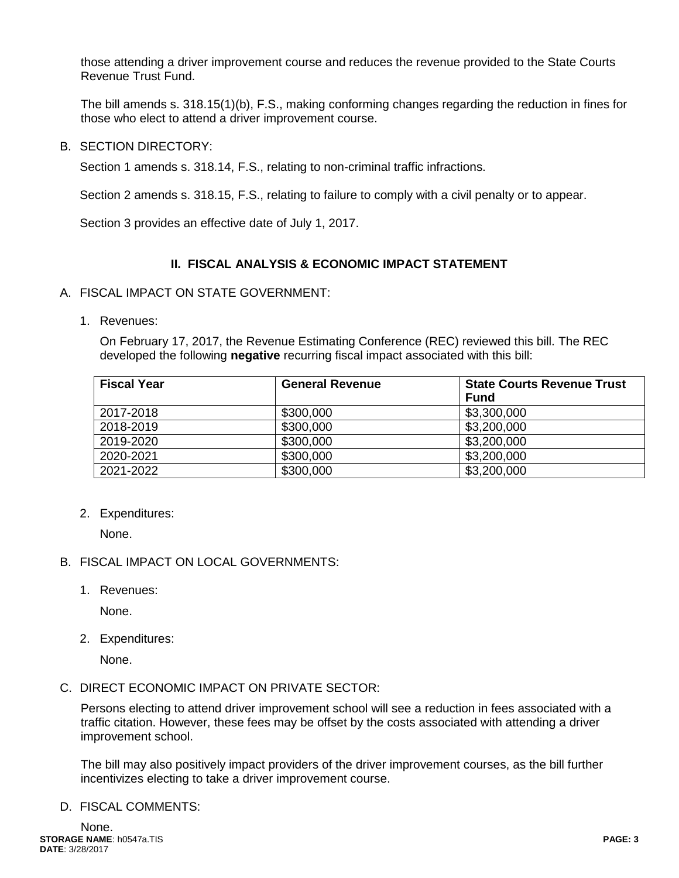those attending a driver improvement course and reduces the revenue provided to the State Courts Revenue Trust Fund.

The bill amends s. 318.15(1)(b), F.S., making conforming changes regarding the reduction in fines for those who elect to attend a driver improvement course.

B. SECTION DIRECTORY:

Section 1 amends s. 318.14, F.S., relating to non-criminal traffic infractions.

Section 2 amends s. 318.15, F.S., relating to failure to comply with a civil penalty or to appear.

Section 3 provides an effective date of July 1, 2017.

## II. FISCAL ANALYSIS & ECONOMIC IMPACT STATEMENT

A. FISCAL IMPACT ON STATE GOVERNMENT:

1. Revenues:

   On February 17, 2017, the Revenue Estimating Conference (REC) reviewed this bill. The REC developed the following **negative** recurring fiscal impact associated with this bill:

| Fiscal Year | General Revenue | State Courts Revenue Trust Fund |
|---|---|---|
| 2017-2018 | $300,000 | $3,300,000 |
| 2018-2019 | $300,000 | $3,200,000 |
| 2019-2020 | $300,000 | $3,200,000 |
| 2020-2021 | $300,000 | $3,200,000 |
| 2021-2022 | $300,000 | $3,200,000 |

2. Expenditures:

   None.

B. FISCAL IMPACT ON LOCAL GOVERNMENTS:

1. Revenues:

   None.

2. Expenditures:

   None.

C. DIRECT ECONOMIC IMPACT ON PRIVATE SECTOR:

Persons electing to attend driver improvement school will see a reduction in fees associated with a traffic citation. However, these fees may be offset by the costs associated with attending a driver improvement school.

The bill may also positively impact providers of the driver improvement courses, as the bill further incentivizes electing to take a driver improvement course.

D. FISCAL COMMENTS:

None.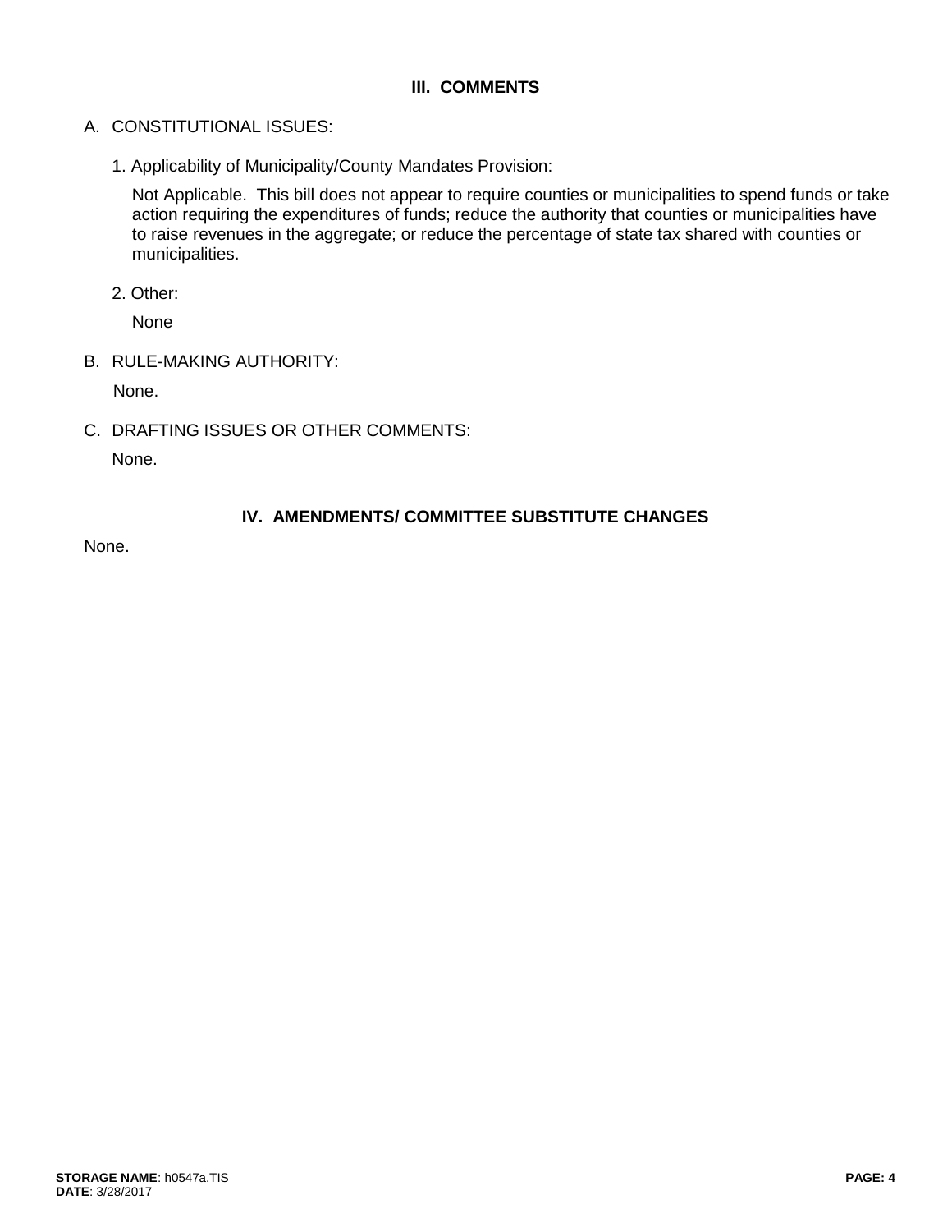## III. COMMENTS

A. CONSTITUTIONAL ISSUES:

1. Applicability of Municipality/County Mandates Provision:

   Not Applicable. This bill does not appear to require counties or municipalities to spend funds or take action requiring the expenditures of funds; reduce the authority that counties or municipalities have to raise revenues in the aggregate; or reduce the percentage of state tax shared with counties or municipalities.

2. Other:

   None

B. RULE-MAKING AUTHORITY:

   None.

C. DRAFTING ISSUES OR OTHER COMMENTS:

   None.

## IV. AMENDMENTS/ COMMITTEE SUBSTITUTE CHANGES

None.